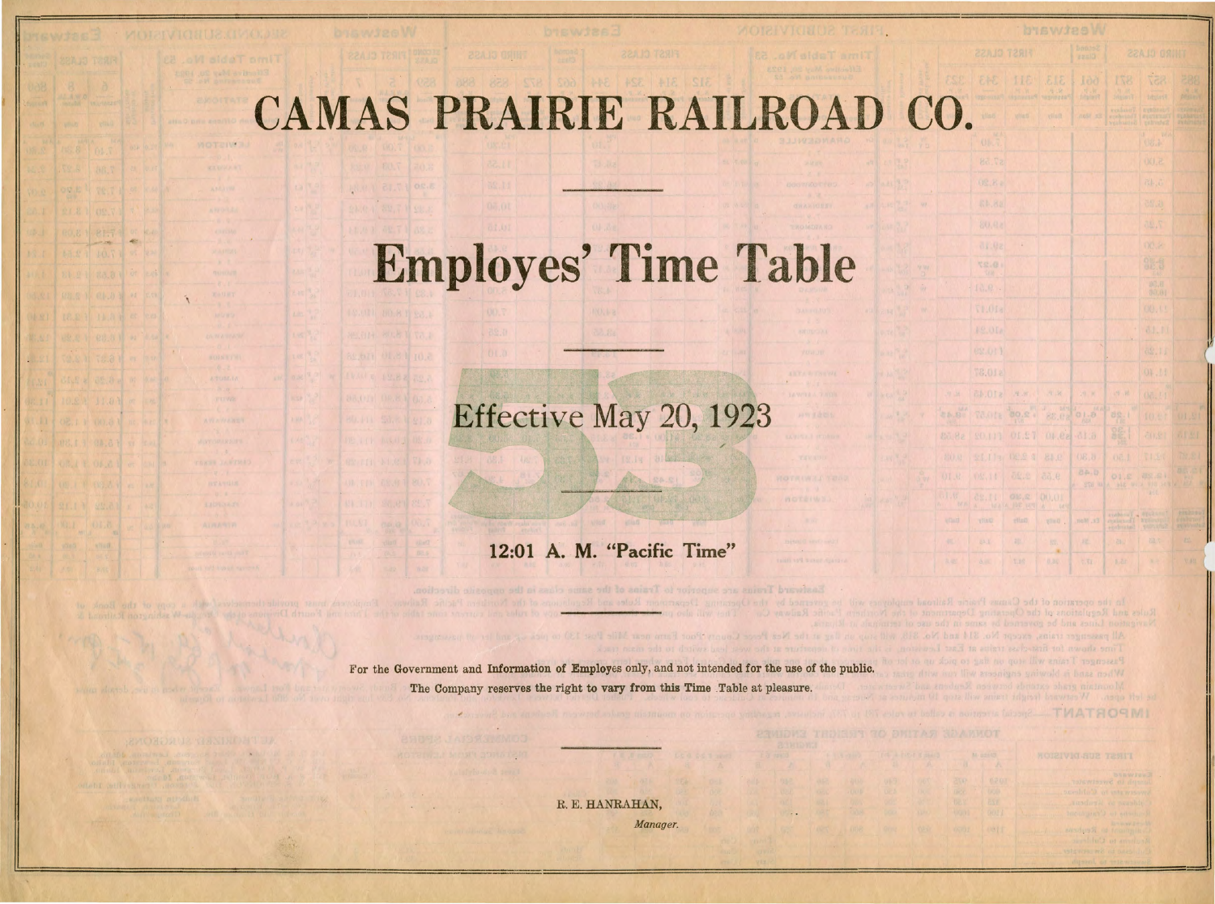# CAMAS PRAIRIE RAILROAD CO.

---

# Employes' Time Table

---

53

## Effective May 20, 1923

---

**12:01 A. M. "Pacific Time"**

For the Government and **Information of Employes** only, and not intended for the use of the public.

The Company reserves the right to vary from this Time Table at pleasure.

---

R. E. HANRAHAN,

*Manager.*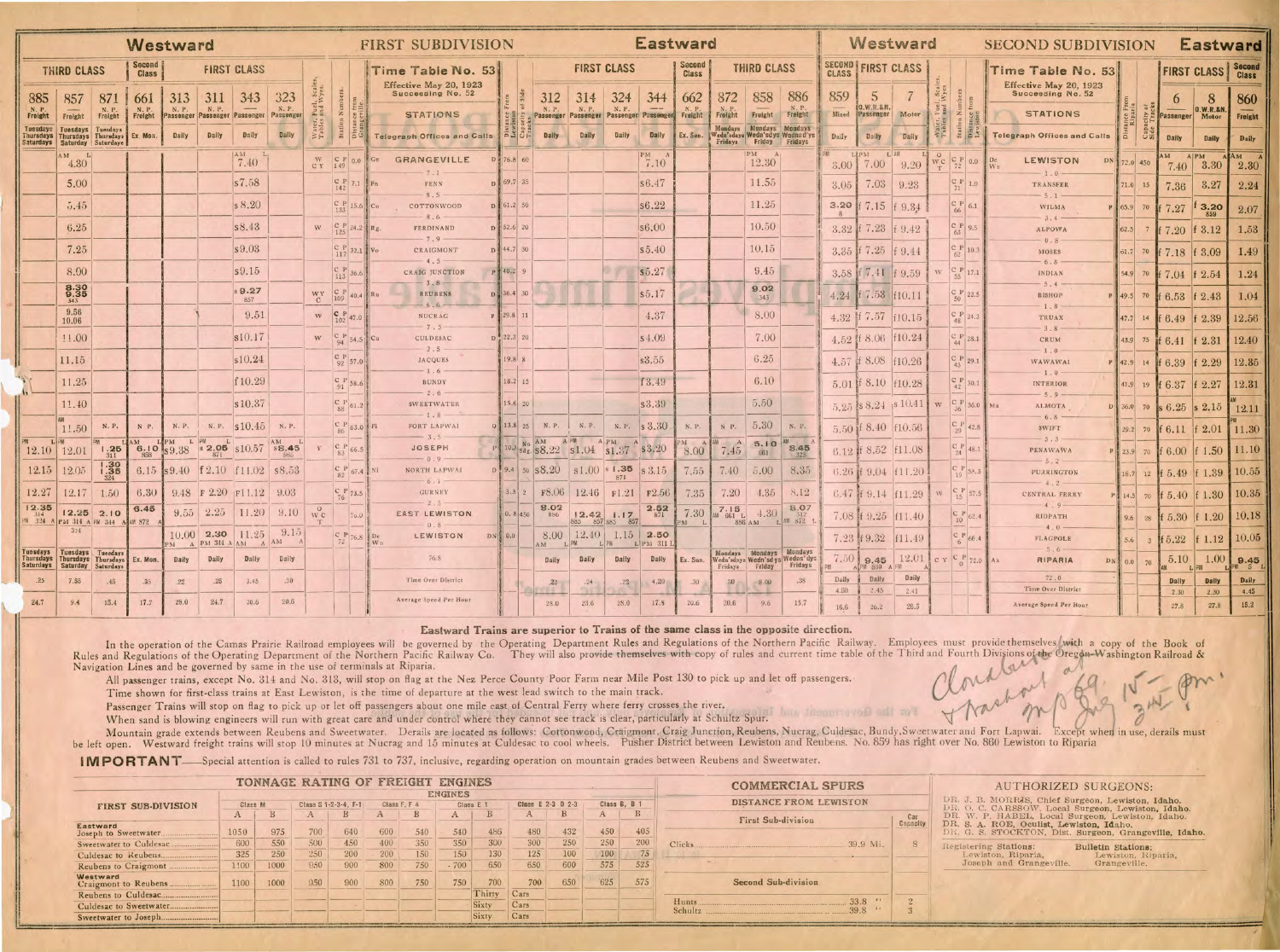# FIRST SUBDIVISION

## Time Table No. 53

Effective May 20, 1923. Succeeding No. 52

| THIRD CLASS | | | Second Class | FIRST CLASS | | | | | | | | | | | FIRST CLASS | | | | Second Class | THIRD CLASS | | |
|---|---|---|---|---|---|---|---|---|---|---|---|---|---|---|---|---|---|---|---|---|---|---|
| **Westward** | | | | | | | | | | | | | | | **Eastward** | | | | | | | |
| 885 N.P. Freight | 857 Freight | 871 N.P. Freight | 661 N.P. Freight | 313 N.P. Passenger | 311 N.P. Passenger | 343 N.P. Passenger | 323 N.P. Passenger | Water, Fuel, Scales, Tables and Wyes | Station Numbers | Distance from Grangeville | STATIONS / Telegraph Offices and Calls | Distance from Lewiston | Capacity of Side Tracks | 312 N.P. Passenger | 314 N.P. Passenger | 324 N.P. Passenger | 344 N.P. Passenger | 662 N.P. Freight | 872 N.P. Freight | 858 Freight | 886 N.P. Freight |
| Tuesdays Thursdays Saturdays | Tuesdays Thursdays Saturday | Tuesdays Thursdays Saturdays | Ex. Mon. | Daily | Daily | Daily | Daily | | | | | | | Daily | Daily | Daily | Daily | Ex. Sun. | Mondays Wedn'sdays Fridays | Mondays Wedn'sd'ys Friday | Mondays Wedn'sd'ys Fridays |
| | AM L 4.30 | | | | | AM L 7.40 | | W C Y | C P 149 | 0.0 | Ge GRANGEVILLE D | 76.8 | 60 | | | | PM A 7.10 | | | PM A 12.30 | |
| | | | | | | | | | | | 7.1 | | | | | | | | | | |
| | 5.00 | | | | | s7.58 | | | C P 142 | 7.1 | Fn FENN D | 69.7 | 35 | | | | s6.47 | | | 11.55 | |
| | | | | | | | | | | | 8.5 | | | | | | | | | | |
| | 5.45 | | | | | s8.20 | | | C P 133 | 15.6 | Co COTTONWOOD D | 61.2 | 50 | | | | s6.22 | | | 11.25 | |
| | | | | | | | | | | | 8.6 | | | | | | | | | | |
| | 6.25 | | | | | s8.43 | | W | C P 125 | 24.2 | Rg FERDINAND D | 52.6 | 20 | | | | s6.00 | | | 10.50 | |
| | | | | | | | | | | | 7.9 | | | | | | | | | | |
| | 7.25 | | | | | s9.03 | | | C P 117 | 32.1 | Vo CRAIGMONT D | 44.7 | 30 | | | | s5.40 | | | 10.15 | |
| | | | | | | | | | | | 4.5 | | | | | | | | | | |
| | 8.00 | | | | | s9.15 | | | C P 113 | 36.6 | CRAIG JUNCTION P | 40.2 | 9 | | | | s5.27 | | | 9.45 | |
| | | | | | | | | | | | 3.8 | | | | | | | | | | |
| | 8.30 9.35 343 | | | | | s9.27 857 | | W Y C | C P 109 | 40.4 | Ru REUBENS D | 36.4 | 30 | | | | s5.17 | | | 9.02 343 | |
| | | | | | | | | | | | 6.6 | | | | | | | | | | |
| | 9.36 10.06 | | | | | 9.51 | | W | C P 102 | 47.0 | NUCRAG P | 29.8 | 11 | | | | 4.37 | | | 8.00 | |
| | | | | | | | | | | | 7.5 | | | | | | | | | | |
| | 11.00 | | | | | s10.17 | | W | C P 94 | 54.5 | Cu CULDESAC D | 22.3 | 20 | | | | s4.09 | | | 7.00 | |
| | | | | | | | | | | | 2.5 | | | | | | | | | | |
| | 11.15 | | | | | s10.24 | | | C P 92 | 57.0 | JACQUES | 19.8 | 8 | | | | s3.55 | | | 6.25 | |
| | | | | | | | | | | | 1.6 | | | | | | | | | | |
| | 11.25 | | | | | f10.29 | | | C P 91 | 58.6 | BUNDY | 18.2 | 15 | | | | f3.49 | | | 6.10 | |
| | | | | | | | | | | | 2.6 | | | | | | | | | | |
| | 11.40 | | | | | s10.37 | | | C P 88 | 61.2 | SWEETWATER | 15.6 | 20 | | | | s3.39 | | | 5.50 | |
| | | | | | | | | | | | 1.8 | | | | | | | | | | |
| | AM 11.50 | N. P. | N. P. | N. P. | N. P. | s10.45 | N. P. | | C P 86 | 63.0 | Fl FORT LAPWAI D | 13.8 | 25 | N. P. | N. P. | N. P. | s3.30 | N. P. | N. P. | 5.30 | N. P. |
| | | | | | | | | | | | 3.5 | | | | | | | | | | |
| PM L 12.10 | PM 12.01 | PM 1.25 311 | AM L 6.10 858 | PM L s9.38 | PM L s2.05 871 | s10.57 | AM L s8.45 885 | Y | C P 83 | 66.5 | JOSEPH P | 10.3 | No Sd | AM A s8.22 | PM s1.04 | A PM s1.37 | A s3.20 | PM A 8.00 | AM A 7.45 | 5.10 661 | 8.45 323 |
| | | | | | | | | | | | 0.9 | | | | | | | | | | |
| 12.15 | 12.05 | 1.30 1.35 324 | 6.15 | s9.40 | f2.10 | f11.02 | s8.53 | | C P 82 | 67.4 | Nl NORTH LAPWAI D | 9.4 | 50 | s8.20 | s1.00 | s1.35 871 | s3.15 | 7.55 | 7.40 | 5.00 | 8.35 |
| | | | | | | | | | | | 6.1 | | | | | | | | | | |
| 12.27 | 12.17 | 1.50 | 6.30 | 9.48 | F2.20 | F11.12 | 9.03 | | C P 76 | 73.5 | GURNEY | 3.3 | 2 | F8.06 | 12.46 | F1.21 | F2.56 | 7.35 | 7.20 | 4.35 | 8.12 |
| | | | | | | | | | | | 2.5 | | | | | | | | | | |
| 12.35 314 PM 334 A | 12.25 PM 314 A | 2.10 PM 344 A | 6.45 AM 872 A | 9.55 | 2.25 | 11.20 | 9.10 | O W C T | | 76.0 | EAST LEWISTON | 0.8 | 450 | 9.02 886 | 12.42 885 857 | 1.17 883 857 | 2.52 871 | 7.30 PM L | 7.15 AM 661 L | 4.30 886 AM L | 8.07 312 AM 872 L |
| | | | | | | | | | | | 0.8 | | | | | | | | | | |
| 324 | | | | 10.00 PM A | 2.30 PM 344 A | 11.25 AM A | 9.15 AM A | | C P 72 | 76.8 | De Wn LEWISTON DN | 0.0 | | 8.00 AM L | 12.40 PM L | 1.15 PM L | 2.50 PM 311 L | | | | |
| Tuesdays Thursdays Saturdays | Tuesdays Thursdays Saturday | Tuesdays Thursdays Saturdays | Ex. Mon. | Daily | Daily | Daily | Daily | | | | 76.8 | | | Daily | Daily | Daily | Daily | Ex. Sun. | Mondays Wedn'sdays Fridays | Mondays Wedn'sd'ys Friday | Mondays Wedn'sd'ys Fridays |
| .25 | 7.55 | .45 | .35 | .22 | .25 | 3.45 | .30 | | | | Time Over District | | | .22 | .24 | .22 | 4.20 | .30 | .30 | 8.00 | .38 |
| 24.7 | 9.4 | 15.4 | 17.7 | 28.0 | 24.7 | 20.6 | 20.6 | | | | Average Speed Per Hour | | | 28.0 | 23.6 | 28.0 | 17.8 | 20.6 | 20.6 | 9.6 | 15.7 |

# SECOND SUBDIVISION

## Time Table No. 53

Effective May 20, 1923. Succeeding No. 52

| SECOND CLASS | FIRST CLASS | | | | | | | | FIRST CLASS | | Second Class |
|---|---|---|---|---|---|---|---|---|---|---|---|
| **Westward** | | | | | | | | | **Eastward** | | |
| 859 Mixed | 5 O.W.R.&N. Passenger | 7 Motor | Water, Fuel, Scales, Tables and Wyes | Station Numbers | Distance from Lewiston | STATIONS / Telegraph Offices and Calls | Distance from Riparia | Capacity of Side Tracks | 6 Passenger | 8 O.W.R.&N. Motor | 860 Freight |
| Daily | Daily | Daily | | | | | | | Daily | Daily | Daily |
| PM L 3.00 | PM L 7.00 | AM L 9.20 | W C | C P 72 | 0.0 | De Wn LEWISTON DN | 72.0 | 450 | AM A 7.40 | PM A 3.30 | AM A 2.30 |
| | | | | | | 1.0 | | | | | |
| 3.05 | 7.03 | 9.23 | | C P 71 | 1.0 | TRANSFER | 71.0 | 15 | 7.36 | 3.27 | 2.24 |
| | | | | | | 5.1 | | | | | |
| 3.20 8 | f7.15 | f9.34 | | C P 66 | 6.1 | WILMA P | 65.9 | 70 | f7.27 | f3.20 859 | 2.07 |
| | | | | | | 3.4 | | | | | |
| 3.32 | f7.23 | f9.42 | | C P 63 | 9.5 | ALPOWA | 62.5 | 7 | f7.20 | f3.12 | 1.53 |
| | | | | | | 0.8 | | | | | |
| 3.35 | f7.25 | f9.44 | | C P 62 | 10.3 | MOSES | 61.7 | 70 | f7.18 | f3.09 | 1.49 |
| | | | | | | 6.8 | | | | | |
| 3.58 | f7.41 | f9.59 | W | C P 55 | 17.1 | INDIAN | 54.9 | 70 | f7.04 | f2.54 | 1.24 |
| | | | | | | 5.4 | | | | | |
| 4.24 | f7.53 | f10.11 | | C P 50 | 22.5 | BISHOP P | 49.5 | 70 | f6.53 | f2.43 | 1.04 |
| | | | | | | 1.8 | | | | | |
| 4.32 | f7.57 | f10.15 | | C P 48 | 24.3 | TRUAX | 47.7 | 14 | f6.49 | f2.39 | 12.56 |
| | | | | | | 3.8 | | | | | |
| 4.52 | f8.06 | f10.24 | | C P 44 | 28.1 | CRUM | 43.9 | 75 | f6.41 | f2.31 | 12.40 |
| | | | | | | 1.0 | | | | | |
| 4.57 | f8.08 | f10.26 | | C P 43 | 29.1 | WAWAWAI P | 42.9 | 14 | f6.39 | f2.29 | 12.35 |
| | | | | | | 1.0 | | | | | |
| 5.01 | f8.10 | f10.28 | | C P 42 | 30.1 | INTERIOR | 41.9 | 19 | f6.37 | f2.27 | 12.31 |
| | | | | | | 5.9 | | | | | |
| 5.25 | s8.24 | s10.41 | W | C P 36 | 36.0 | Ma ALMOTA D | 36.0 | 70 | s6.25 | s2.15 | AM 12.11 |
| | | | | | | 6.8 | | | | | |
| 5.50 | f8.40 | f10.56 | | C P 29 | 42.8 | SWIFT | 29.2 | 70 | f6.11 | f2.01 | PM 11.30 |
| | | | | | | 5.3 | | | | | |
| 6.12 | f8.52 | f11.08 | | C P 24 | 48.1 | PENAWAWA P | 23.9 | 70 | f6.00 | f1.50 | 11.10 |
| | | | | | | 5.2 | | | | | |
| 6.26 | f9.04 | f11.20 | | C P 19 | 53.3 | PURRINGTON | 18.7 | 12 | f5.49 | f1.39 | 10.55 |
| | | | | | | 4.2 | | | | | |
| 6.47 | f9.14 | f11.29 | W | C P 15 | 57.5 | CENTRAL FERRY P | 14.5 | 70 | f5.40 | f1.30 | 10.35 |
| | | | | | | 4.9 | | | | | |
| 7.08 | f9.25 | f11.40 | | C P 10 | 62.4 | RIDPATH | 9.6 | 28 | f5.30 | f1.20 | 10.18 |
| | | | | | | 4.0 | | | | | |
| 7.23 | f9.32 | f11.49 | | C P 6 | 66.4 | FLAGPOLE | 5.6 | 3 | f5.22 | f1.12 | 10.05 |
| | | | | | | 5.6 | | | | | |
| PM 7.50 | 9.45 PM 860 A | 12.01 PM A | C Y | C P 0 | 72.0 | Ax RIPARIA DN | 0.0 | 70 | 5.10 AM L | 1.00 PM L | 9.45 PM 5 L |
| Daily | Daily | Daily | | | | 72.0 | | | Daily | Daily | Daily |
| 4.50 | 2.45 | 2.41 | | | | Time Over District | | | 2.30 | 2.30 | 4.45 |
| 16.6 | 26.2 | 28.5 | | | | Average Speed Per Hour | | | 27.8 | 27.8 | 15.2 |

**Eastward Trains are superior to Trains of the same class in the opposite direction.**

In the operation of the Camas Prairie Railroad employees will be governed by the Operating Department Rules and Regulations of the Northern Pacific Railway. Employees must provide themselves with a copy of the Book of Rules and Regulations of the Operating Department of the Northern Pacific Railway Co. They will also provide themselves with copy of rules and current time table of the Third and Fourth Divisions of the Oregon-Washington Railroad & Navigation Lines and be governed by same in the use of terminals at Riparia.

All passenger trains, except No. 314 and No. 313, will stop on flag at the Nez Perce County Poor Farm near Mile Post 130 to pick up and let off passengers.

Time shown for first-class trains at East Lewiston, is the time of departure at the west lead switch to the main track.

Passenger Trains will stop on flag to pick up or let off passengers about one mile east of Central Ferry where ferry crosses the river.

When sand is blowing engineers will run with great care and under control where they cannot see track is clear, particularly at Schultz Spur.

Mountain grade extends between Reubens and Sweetwater. Derails are located as follows: Cottonwood, Craigmont, Craig Junction, Reubens, Nucrag, Culdesac, Bundy, Sweetwater and Fort Lapwai. Except when in use, derails must be left open. Westward freight trains will stop 10 minutes at Nucrag and 15 minutes at Culdesac to cool wheels. Pusher District between Lewiston and Reubens. No. 859 has right over No. 860 Lewiston to Riparia

**IMPORTANT**—Special attention is called to rules 731 to 737, inclusive, regarding operation on mountain grades between Reubens and Sweetwater.

## TONNAGE RATING OF FREIGHT ENGINES

| FIRST SUB-DIVISION | Class M | | Class S 1-2-3-4, F-1 | | Class F, F 4 | | Class E 1 | | Class E 2-3 D 2-3 | | Class B, B 1 | |
|---|---|---|---|---|---|---|---|---|---|---|---|---|
| | A | B | A | B | A | B | A | B | A | B | A | B |
| **Eastward** | | | | | | | | | | | | |
| Joseph to Sweetwater | 1050 | 975 | 700 | 640 | 600 | 540 | 540 | 486 | 480 | 432 | 450 | 405 |
| Sweetwater to Culdesac | 600 | 550 | 500 | 450 | 400 | 350 | 350 | 300 | 300 | 250 | 250 | 200 |
| Culdesac to Reubens | 325 | 250 | 250 | 200 | 200 | 150 | 150 | 130 | 125 | 100 | 100 | 75 |
| Reubens to Craigmont | 1100 | 1000 | 950 | 900 | 800 | 750 | 700 | 650 | 650 | 600 | 575 | 525 |
| **Westward** | | | | | | | | | | | | |
| Craigmont to Reubens | 1100 | 1000 | 950 | 900 | 800 | 750 | 750 | 700 | 700 | 650 | 625 | 575 |
| Reubens to Culdesac | | | | | | | | Thirty | Cars | | | |
| Culdesac to Sweetwater | | | | | | | | Sixty | Cars | | | |
| Sweetwater to Joseph | | | | | | | | Sixty | Cars | | | |

## COMMERCIAL SPURS

| DISTANCE FROM LEWISTON | | Car Capacity |
|---|---|---|
| **First Sub-division** | | |
| Clicks | 39.9 Mi. | 8 |
| **Second Sub-division** | | |
| Hunts | 33.8 " | 2 |
| Schultz | 39.8 " | 3 |

## AUTHORIZED SURGEONS:

DR. J. B. MORRIS, Chief Surgeon, Lewiston, Idaho.
DR. O. C. CARSSOW, Local Surgeon, Lewiston, Idaho.
DR. W. P. HABEL, Local Surgeon, Lewiston, Idaho.
DR. S. A. ROE, Oculist, Lewiston, Idaho.
DR. G. S. STOCKTON, Dist. Surgeon, Grangeville, Idaho.

Registering Stations: Lewiston, Riparia, Joseph and Grangeville.
Bulletin Stations: Lewiston, Riparia, Grangeville.